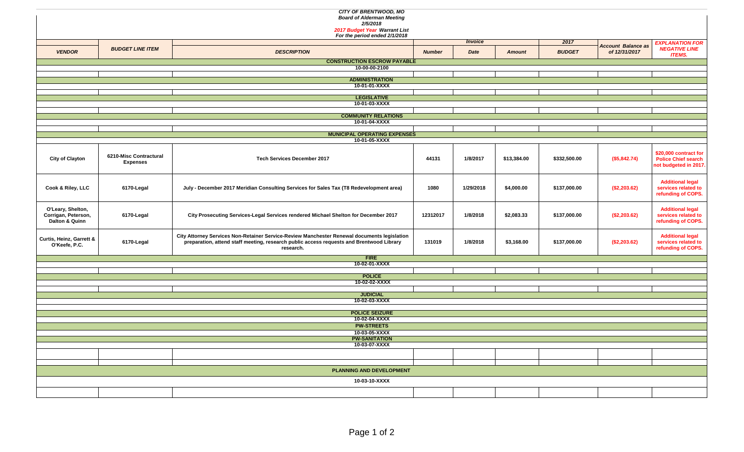**CITY OF BRENTWOOD, MO**
**Board of Alderman Meeting**
**2/5/2018**
**2017 Budget Year Warrant List**
**For the period ended 2/1/2018**

| VENDOR | BUDGET LINE ITEM | DESCRIPTION | Invoice Number | Invoice Date | Invoice Amount | 2017 BUDGET | Account Balance as of 12/31/2017 | EXPLANATION FOR NEGATIVE LINE ITEMS. |
|---|---|---|---|---|---|---|---|---|
| | | **CONSTRUCTION ESCROW PAYABLE** 10-00-00-2100 | | | | | | |
| | | **ADMINISTRATION** 10-01-01-XXXX | | | | | | |
| | | **LEGISLATIVE** 10-01-03-XXXX | | | | | | |
| | | **COMMUNITY RELATIONS** 10-01-04-XXXX | | | | | | |
| | | **MUNICIPAL OPERATING EXPENSES** 10-01-05-XXXX | | | | | | |
| City of Clayton | 6210-Misc Contractural Expenses | Tech Services December 2017 | 44131 | 1/8/2017 | $13,384.00 | $332,500.00 | ($5,842.74) | $20,000 contract for Police Chief search not budgeted in 2017. |
| Cook & Riley, LLC | 6170-Legal | July - December 2017 Meridian Consulting Services for Sales Tax (T8 Redevelopment area) | 1080 | 1/29/2018 | $4,000.00 | $137,000.00 | ($2,203.62) | Additional legal services related to refunding of COPS. |
| O'Leary, Shelton, Corrigan, Peterson, Dalton & Quinn | 6170-Legal | City Prosecuting Services-Legal Services rendered Michael Shelton for December 2017 | 12312017 | 1/8/2018 | $2,083.33 | $137,000.00 | ($2,203.62) | Additional legal services related to refunding of COPS. |
| Curtis, Heinz, Garrett & O'Keefe, P.C. | 6170-Legal | City Attorney Services Non-Retainer Service-Review Manchester Renewal documents legislation preparation, attend staff meeting, research public access requests and Brentwood Library research. | 131019 | 1/8/2018 | $3,168.00 | $137,000.00 | ($2,203.62) | Additional legal services related to refunding of COPS. |
| | | **FIRE** 10-02-01-XXXX | | | | | | |
| | | **POLICE** 10-02-02-XXXX | | | | | | |
| | | **JUDICIAL** 10-02-03-XXXX | | | | | | |
| | | **POLICE SEIZURE** 10-02-04-XXXX | | | | | | |
| | | **PW-STREETS** 10-03-05-XXXX | | | | | | |
| | | **PW-SANITATION** 10-03-07-XXXX | | | | | | |
| | | **PLANNING AND DEVELOPMENT** 10-03-10-XXXX | | | | | | |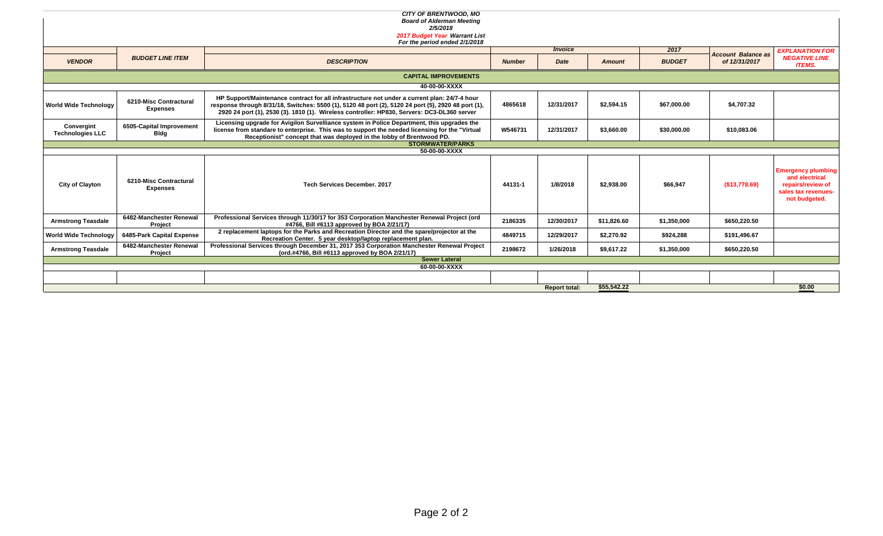*CITY OF BRENTWOOD, MO*
*Board of Alderman Meeting*
*2/5/2018*
*2017 Budget Year Warrant List*
*For the period ended 2/1/2018*

| | | | *Invoice* | | | *2017* | | |
|---|---|---|---|---|---|---|---|---|
| *VENDOR* | *BUDGET LINE ITEM* | *DESCRIPTION* | *Number* | *Date* | *Amount* | *BUDGET* | *Account Balance as of 12/31/2017* | *EXPLANATION FOR NEGATIVE LINE ITEMS.* |
| | | **CAPITAL IMPROVEMENTS** | | | | | | |
| | | **40-00-00-XXXX** | | | | | | |
| **World Wide Technology** | **6210-Misc Contractural Expenses** | **HP Support/Maintenance contract for all infrastructure not under a current plan: 24/7-4 hour response through 8/31/18, Switches: 5500 (1), 5120 48 port (2), 5120 24 port (5), 2920 48 port (1), 2920 24 port (1), 2530 (3). 1810 (1). Wireless controller: HP830, Servers: DC3-DL360 server** | **4865618** | **12/31/2017** | **$2,594.15** | **$67,000.00** | **$4,707.32** | |
| **Convergint Technologies LLC** | **6505-Capital Improvement Bldg** | **Licensing upgrade for Avigilon Survelliance system in Police Department, this upgrades the license from standare to enterprise. This was to support the needed licensing for the "Virtual Receptionist" concept that was deployed in the lobby of Brentwood PD.** | **W546731** | **12/31/2017** | **$3,660.00** | **$30,000.00** | **$10,083.06** | |
| | | **STORMWATER/PARKS** | | | | | | |
| | | **50-00-00-XXXX** | | | | | | |
| **City of Clayton** | **6210-Misc Contractural Expenses** | **Tech Services December. 2017** | **44131-1** | **1/8/2018** | **$2,938.00** | **$66,947** | **($13,778.69)** | **Emergency plumbing and electrical repairs/review of sales tax revenues- not budgeted.** |
| **Armstrong Teasdale** | **6482-Manchester Renewal Project** | **Professional Services through 11/30/17 for 353 Corporation Manchester Renewal Project (ord #4766, Bill #6113 approved by BOA 2/21/17)** | **2186335** | **12/30/2017** | **$11,826.60** | **$1,350,000** | **$650,220.50** | |
| **World Wide Technology** | **6485-Park Capital Expense** | **2 replacement laptops for the Parks and Recreation Director and the spare/projector at the Recreation Center. 5 year desktop/laptop replacement plan.** | **4849715** | **12/29/2017** | **$2,270.92** | **$924,288** | **$191,496.67** | |
| **Armstrong Teasdale** | **6482-Manchester Renewal Project** | **Professional Services through December 31, 2017 353 Corporation Manchester Renewal Project (ord.#4766, Bill #6113 approved by BOA 2/21/17)** | **2198672** | **1/26/2018** | **$9,617.22** | **$1,350,000** | **$650,220.50** | |
| | | **Sewer Lateral** | | | | | | |
| | | **60-00-00-XXXX** | | | | | | |
| | | | | | | | | |
| | | | | **Report total:** | **$55,542.22** | | | **$0.00** |